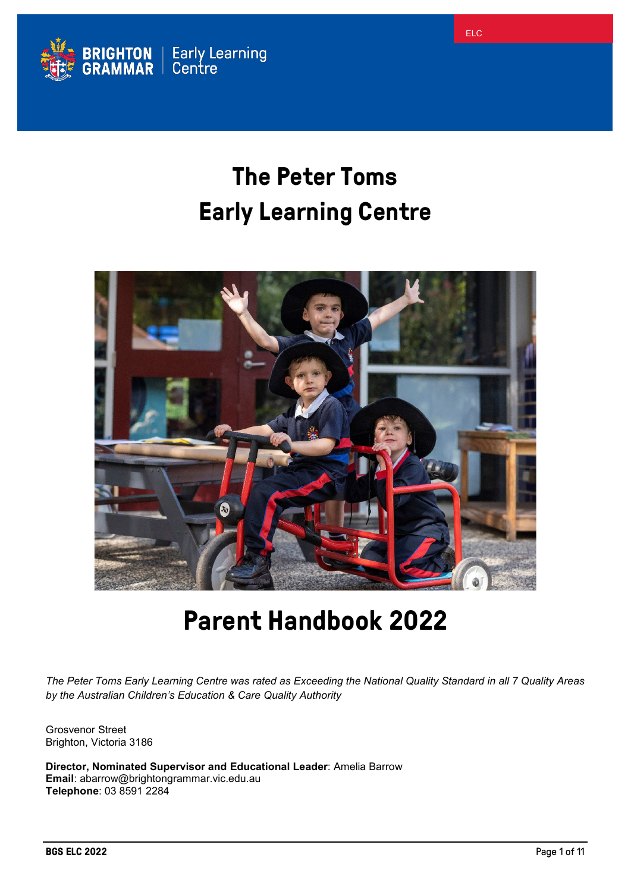# The Peter Toms Early Learning Centre

# Parent Handbook 2022

*The Peter Toms Early Learning Centre was rated as Exceeding the National Quality Standard in all 7 Quality Areas by the Australian Children's Education & Care Quality Authority*

Grosvenor Street
Brighton, Victoria 3186

**Director, Nominated Supervisor and Educational Leader**: Amelia Barrow
**Email**: abarrow@brightongrammar.vic.edu.au
**Telephone**: 03 8591 2284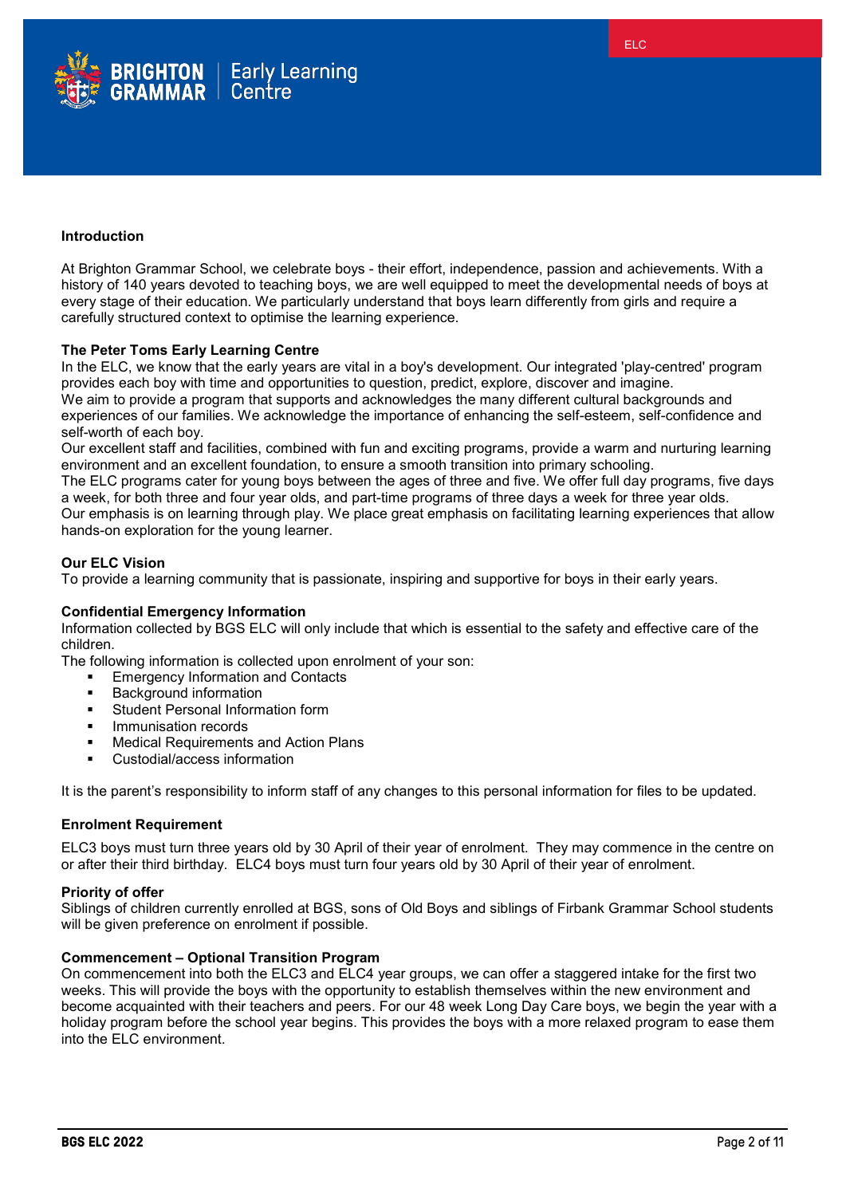## Introduction

At Brighton Grammar School, we celebrate boys - their effort, independence, passion and achievements. With a history of 140 years devoted to teaching boys, we are well equipped to meet the developmental needs of boys at every stage of their education. We particularly understand that boys learn differently from girls and require a carefully structured context to optimise the learning experience.

## The Peter Toms Early Learning Centre

In the ELC, we know that the early years are vital in a boy's development. Our integrated 'play-centred' program provides each boy with time and opportunities to question, predict, explore, discover and imagine.

We aim to provide a program that supports and acknowledges the many different cultural backgrounds and experiences of our families. We acknowledge the importance of enhancing the self-esteem, self-confidence and self-worth of each boy.

Our excellent staff and facilities, combined with fun and exciting programs, provide a warm and nurturing learning environment and an excellent foundation, to ensure a smooth transition into primary schooling.

The ELC programs cater for young boys between the ages of three and five. We offer full day programs, five days a week, for both three and four year olds, and part-time programs of three days a week for three year olds.

Our emphasis is on learning through play. We place great emphasis on facilitating learning experiences that allow hands-on exploration for the young learner.

## Our ELC Vision

To provide a learning community that is passionate, inspiring and supportive for boys in their early years.

## Confidential Emergency Information

Information collected by BGS ELC will only include that which is essential to the safety and effective care of the children.

The following information is collected upon enrolment of your son:

- Emergency Information and Contacts
- Background information
- Student Personal Information form
- Immunisation records
- Medical Requirements and Action Plans
- Custodial/access information

It is the parent's responsibility to inform staff of any changes to this personal information for files to be updated.

## Enrolment Requirement

ELC3 boys must turn three years old by 30 April of their year of enrolment. They may commence in the centre on or after their third birthday. ELC4 boys must turn four years old by 30 April of their year of enrolment.

## Priority of offer

Siblings of children currently enrolled at BGS, sons of Old Boys and siblings of Firbank Grammar School students will be given preference on enrolment if possible.

## Commencement – Optional Transition Program

On commencement into both the ELC3 and ELC4 year groups, we can offer a staggered intake for the first two weeks. This will provide the boys with the opportunity to establish themselves within the new environment and become acquainted with their teachers and peers. For our 48 week Long Day Care boys, we begin the year with a holiday program before the school year begins. This provides the boys with a more relaxed program to ease them into the ELC environment.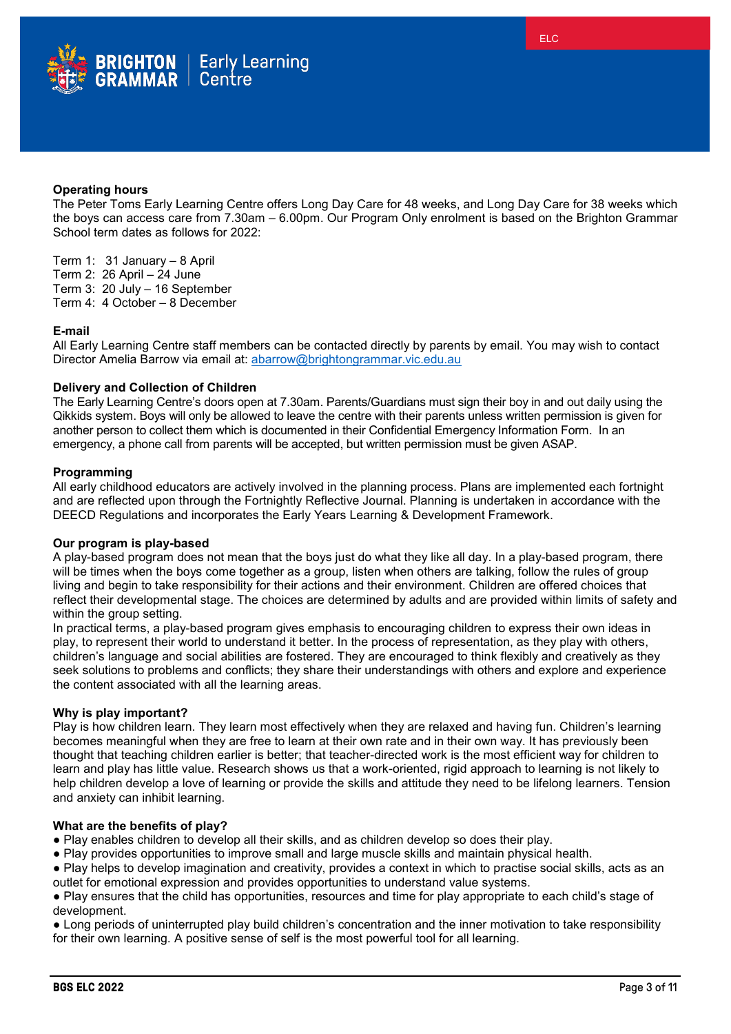### Operating hours

The Peter Toms Early Learning Centre offers Long Day Care for 48 weeks, and Long Day Care for 38 weeks which the boys can access care from 7.30am – 6.00pm. Our Program Only enrolment is based on the Brighton Grammar School term dates as follows for 2022:

Term 1: 31 January – 8 April
Term 2: 26 April – 24 June
Term 3: 20 July – 16 September
Term 4: 4 October – 8 December

### E-mail

All Early Learning Centre staff members can be contacted directly by parents by email. You may wish to contact Director Amelia Barrow via email at: abarrow@brightongrammar.vic.edu.au

### Delivery and Collection of Children

The Early Learning Centre's doors open at 7.30am. Parents/Guardians must sign their boy in and out daily using the Qikkids system. Boys will only be allowed to leave the centre with their parents unless written permission is given for another person to collect them which is documented in their Confidential Emergency Information Form. In an emergency, a phone call from parents will be accepted, but written permission must be given ASAP.

### Programming

All early childhood educators are actively involved in the planning process. Plans are implemented each fortnight and are reflected upon through the Fortnightly Reflective Journal. Planning is undertaken in accordance with the DEECD Regulations and incorporates the Early Years Learning & Development Framework.

### Our program is play-based

A play-based program does not mean that the boys just do what they like all day. In a play-based program, there will be times when the boys come together as a group, listen when others are talking, follow the rules of group living and begin to take responsibility for their actions and their environment. Children are offered choices that reflect their developmental stage. The choices are determined by adults and are provided within limits of safety and within the group setting.

In practical terms, a play-based program gives emphasis to encouraging children to express their own ideas in play, to represent their world to understand it better. In the process of representation, as they play with others, children's language and social abilities are fostered. They are encouraged to think flexibly and creatively as they seek solutions to problems and conflicts; they share their understandings with others and explore and experience the content associated with all the learning areas.

### Why is play important?

Play is how children learn. They learn most effectively when they are relaxed and having fun. Children's learning becomes meaningful when they are free to learn at their own rate and in their own way. It has previously been thought that teaching children earlier is better; that teacher-directed work is the most efficient way for children to learn and play has little value. Research shows us that a work-oriented, rigid approach to learning is not likely to help children develop a love of learning or provide the skills and attitude they need to be lifelong learners. Tension and anxiety can inhibit learning.

### What are the benefits of play?

- Play enables children to develop all their skills, and as children develop so does their play.
- Play provides opportunities to improve small and large muscle skills and maintain physical health.
- Play helps to develop imagination and creativity, provides a context in which to practise social skills, acts as an outlet for emotional expression and provides opportunities to understand value systems.
- Play ensures that the child has opportunities, resources and time for play appropriate to each child's stage of development.
- Long periods of uninterrupted play build children's concentration and the inner motivation to take responsibility for their own learning. A positive sense of self is the most powerful tool for all learning.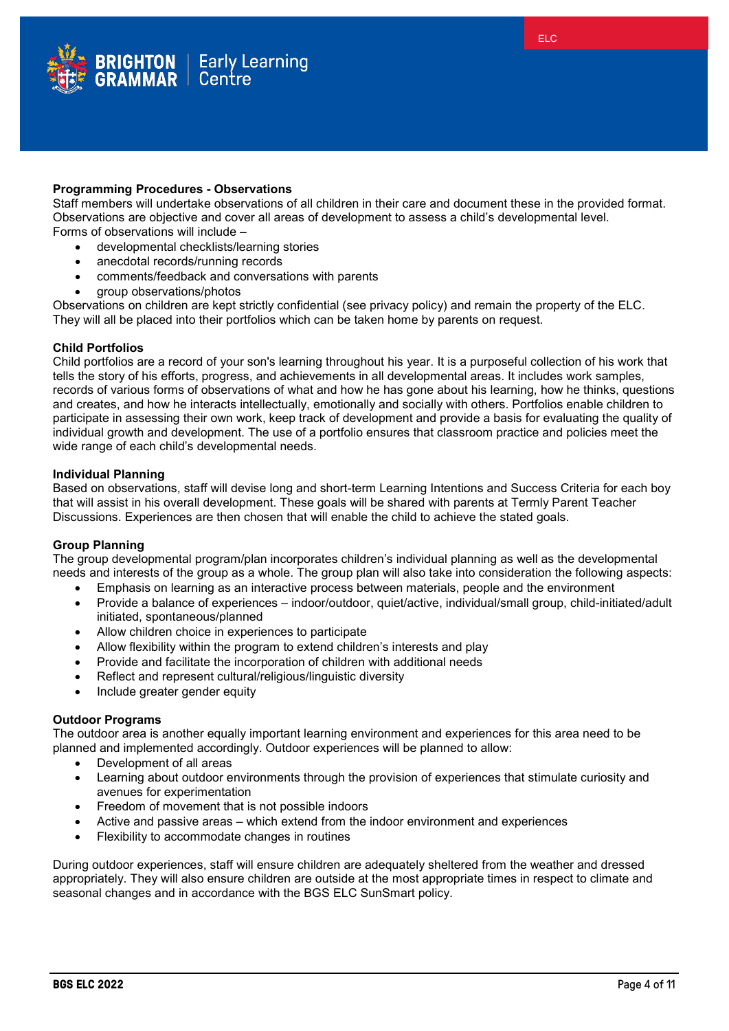### Programming Procedures - Observations

Staff members will undertake observations of all children in their care and document these in the provided format. Observations are objective and cover all areas of development to assess a child's developmental level.
Forms of observations will include –

- developmental checklists/learning stories
- anecdotal records/running records
- comments/feedback and conversations with parents
- group observations/photos

Observations on children are kept strictly confidential (see privacy policy) and remain the property of the ELC. They will all be placed into their portfolios which can be taken home by parents on request.

### Child Portfolios

Child portfolios are a record of your son's learning throughout his year. It is a purposeful collection of his work that tells the story of his efforts, progress, and achievements in all developmental areas. It includes work samples, records of various forms of observations of what and how he has gone about his learning, how he thinks, questions and creates, and how he interacts intellectually, emotionally and socially with others. Portfolios enable children to participate in assessing their own work, keep track of development and provide a basis for evaluating the quality of individual growth and development. The use of a portfolio ensures that classroom practice and policies meet the wide range of each child's developmental needs.

### Individual Planning

Based on observations, staff will devise long and short-term Learning Intentions and Success Criteria for each boy that will assist in his overall development. These goals will be shared with parents at Termly Parent Teacher Discussions. Experiences are then chosen that will enable the child to achieve the stated goals.

### Group Planning

The group developmental program/plan incorporates children's individual planning as well as the developmental needs and interests of the group as a whole. The group plan will also take into consideration the following aspects:

- Emphasis on learning as an interactive process between materials, people and the environment
- Provide a balance of experiences – indoor/outdoor, quiet/active, individual/small group, child-initiated/adult initiated, spontaneous/planned
- Allow children choice in experiences to participate
- Allow flexibility within the program to extend children's interests and play
- Provide and facilitate the incorporation of children with additional needs
- Reflect and represent cultural/religious/linguistic diversity
- Include greater gender equity

### Outdoor Programs

The outdoor area is another equally important learning environment and experiences for this area need to be planned and implemented accordingly. Outdoor experiences will be planned to allow:

- Development of all areas
- Learning about outdoor environments through the provision of experiences that stimulate curiosity and avenues for experimentation
- Freedom of movement that is not possible indoors
- Active and passive areas – which extend from the indoor environment and experiences
- Flexibility to accommodate changes in routines

During outdoor experiences, staff will ensure children are adequately sheltered from the weather and dressed appropriately. They will also ensure children are outside at the most appropriate times in respect to climate and seasonal changes and in accordance with the BGS ELC SunSmart policy.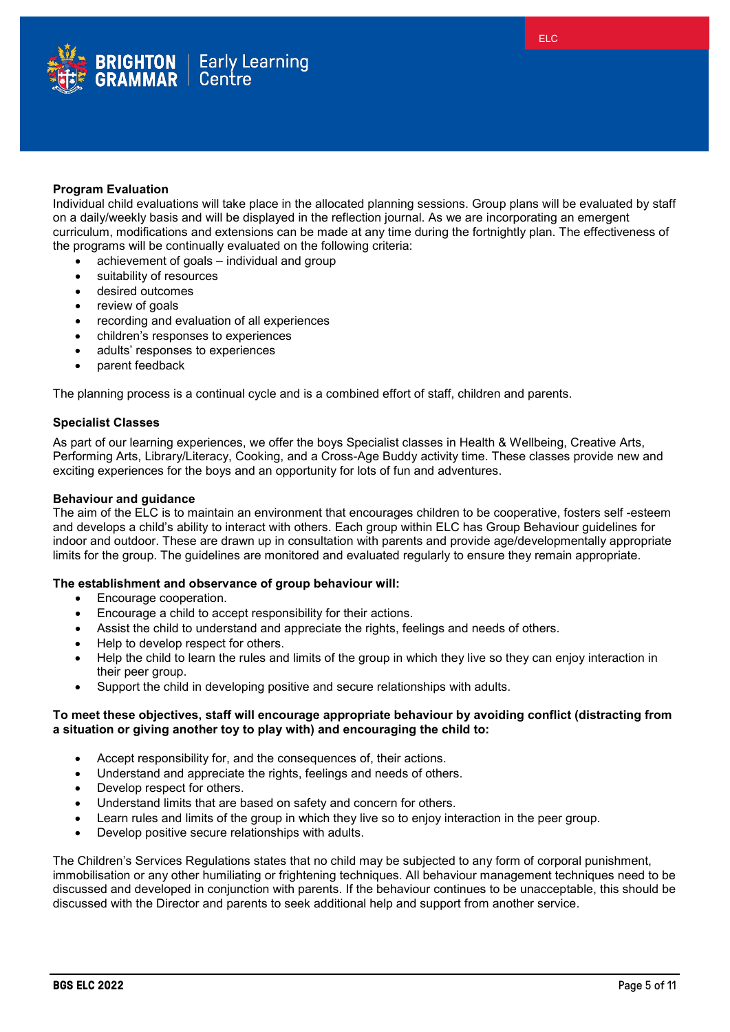**Program Evaluation**

Individual child evaluations will take place in the allocated planning sessions. Group plans will be evaluated by staff on a daily/weekly basis and will be displayed in the reflection journal. As we are incorporating an emergent curriculum, modifications and extensions can be made at any time during the fortnightly plan. The effectiveness of the programs will be continually evaluated on the following criteria:

- achievement of goals – individual and group
- suitability of resources
- desired outcomes
- review of goals
- recording and evaluation of all experiences
- children's responses to experiences
- adults' responses to experiences
- parent feedback

The planning process is a continual cycle and is a combined effort of staff, children and parents.

**Specialist Classes**

As part of our learning experiences, we offer the boys Specialist classes in Health & Wellbeing, Creative Arts, Performing Arts, Library/Literacy, Cooking, and a Cross-Age Buddy activity time. These classes provide new and exciting experiences for the boys and an opportunity for lots of fun and adventures.

**Behaviour and guidance**

The aim of the ELC is to maintain an environment that encourages children to be cooperative, fosters self -esteem and develops a child's ability to interact with others. Each group within ELC has Group Behaviour guidelines for indoor and outdoor. These are drawn up in consultation with parents and provide age/developmentally appropriate limits for the group. The guidelines are monitored and evaluated regularly to ensure they remain appropriate.

**The establishment and observance of group behaviour will:**

- Encourage cooperation.
- Encourage a child to accept responsibility for their actions.
- Assist the child to understand and appreciate the rights, feelings and needs of others.
- Help to develop respect for others.
- Help the child to learn the rules and limits of the group in which they live so they can enjoy interaction in their peer group.
- Support the child in developing positive and secure relationships with adults.

**To meet these objectives, staff will encourage appropriate behaviour by avoiding conflict (distracting from a situation or giving another toy to play with) and encouraging the child to:**

- Accept responsibility for, and the consequences of, their actions.
- Understand and appreciate the rights, feelings and needs of others.
- Develop respect for others.
- Understand limits that are based on safety and concern for others.
- Learn rules and limits of the group in which they live so to enjoy interaction in the peer group.
- Develop positive secure relationships with adults.

The Children's Services Regulations states that no child may be subjected to any form of corporal punishment, immobilisation or any other humiliating or frightening techniques. All behaviour management techniques need to be discussed and developed in conjunction with parents. If the behaviour continues to be unacceptable, this should be discussed with the Director and parents to seek additional help and support from another service.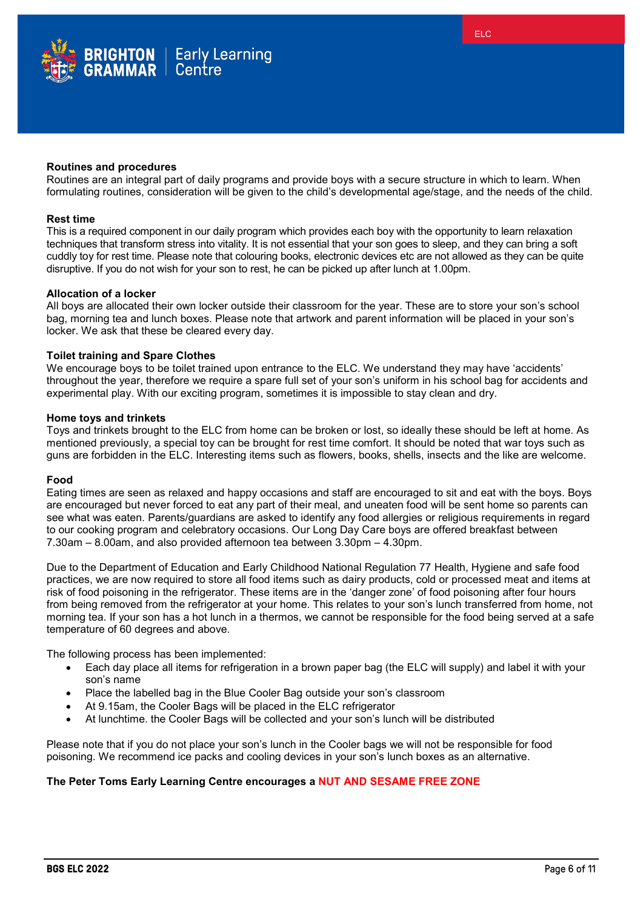### Routines and procedures

Routines are an integral part of daily programs and provide boys with a secure structure in which to learn. When formulating routines, consideration will be given to the child's developmental age/stage, and the needs of the child.

### Rest time

This is a required component in our daily program which provides each boy with the opportunity to learn relaxation techniques that transform stress into vitality. It is not essential that your son goes to sleep, and they can bring a soft cuddly toy for rest time. Please note that colouring books, electronic devices etc are not allowed as they can be quite disruptive. If you do not wish for your son to rest, he can be picked up after lunch at 1.00pm.

### Allocation of a locker

All boys are allocated their own locker outside their classroom for the year. These are to store your son's school bag, morning tea and lunch boxes. Please note that artwork and parent information will be placed in your son's locker. We ask that these be cleared every day.

### Toilet training and Spare Clothes

We encourage boys to be toilet trained upon entrance to the ELC. We understand they may have 'accidents' throughout the year, therefore we require a spare full set of your son's uniform in his school bag for accidents and experimental play. With our exciting program, sometimes it is impossible to stay clean and dry.

### Home toys and trinkets

Toys and trinkets brought to the ELC from home can be broken or lost, so ideally these should be left at home. As mentioned previously, a special toy can be brought for rest time comfort. It should be noted that war toys such as guns are forbidden in the ELC. Interesting items such as flowers, books, shells, insects and the like are welcome.

### Food

Eating times are seen as relaxed and happy occasions and staff are encouraged to sit and eat with the boys. Boys are encouraged but never forced to eat any part of their meal, and uneaten food will be sent home so parents can see what was eaten. Parents/guardians are asked to identify any food allergies or religious requirements in regard to our cooking program and celebratory occasions. Our Long Day Care boys are offered breakfast between 7.30am – 8.00am, and also provided afternoon tea between 3.30pm – 4.30pm.

Due to the Department of Education and Early Childhood National Regulation 77 Health, Hygiene and safe food practices, we are now required to store all food items such as dairy products, cold or processed meat and items at risk of food poisoning in the refrigerator. These items are in the 'danger zone' of food poisoning after four hours from being removed from the refrigerator at your home. This relates to your son's lunch transferred from home, not morning tea. If your son has a hot lunch in a thermos, we cannot be responsible for the food being served at a safe temperature of 60 degrees and above.

The following process has been implemented:

- Each day place all items for refrigeration in a brown paper bag (the ELC will supply) and label it with your son's name
- Place the labelled bag in the Blue Cooler Bag outside your son's classroom
- At 9.15am, the Cooler Bags will be placed in the ELC refrigerator
- At lunchtime. the Cooler Bags will be collected and your son's lunch will be distributed

Please note that if you do not place your son's lunch in the Cooler bags we will not be responsible for food poisoning. We recommend ice packs and cooling devices in your son's lunch boxes as an alternative.

**The Peter Toms Early Learning Centre encourages a NUT AND SESAME FREE ZONE**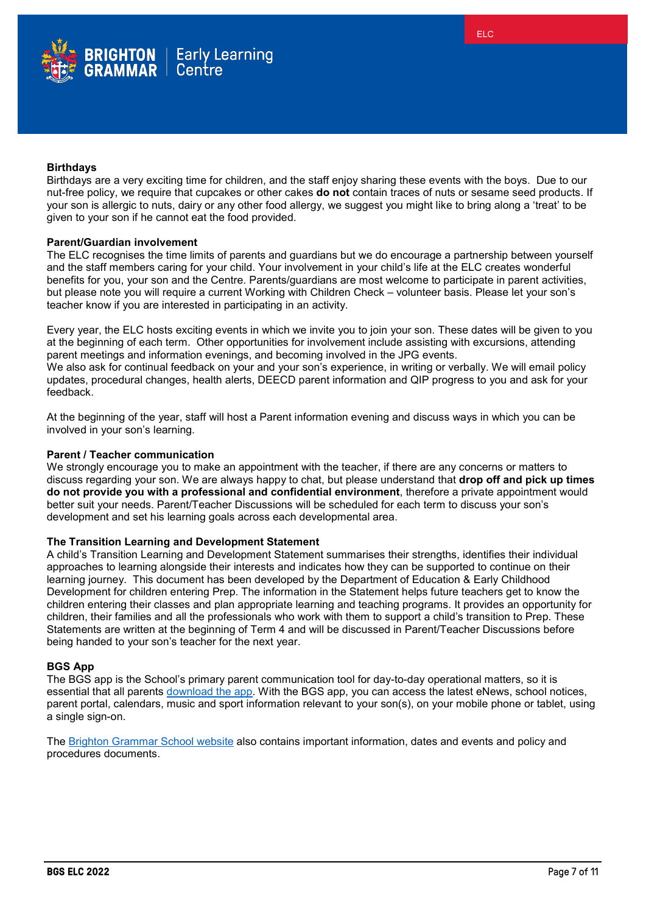### Birthdays

Birthdays are a very exciting time for children, and the staff enjoy sharing these events with the boys. Due to our nut-free policy, we require that cupcakes or other cakes **do not** contain traces of nuts or sesame seed products. If your son is allergic to nuts, dairy or any other food allergy, we suggest you might like to bring along a 'treat' to be given to your son if he cannot eat the food provided.

### Parent/Guardian involvement

The ELC recognises the time limits of parents and guardians but we do encourage a partnership between yourself and the staff members caring for your child. Your involvement in your child's life at the ELC creates wonderful benefits for you, your son and the Centre. Parents/guardians are most welcome to participate in parent activities, but please note you will require a current Working with Children Check – volunteer basis. Please let your son's teacher know if you are interested in participating in an activity.

Every year, the ELC hosts exciting events in which we invite you to join your son. These dates will be given to you at the beginning of each term. Other opportunities for involvement include assisting with excursions, attending parent meetings and information evenings, and becoming involved in the JPG events.
We also ask for continual feedback on your and your son's experience, in writing or verbally. We will email policy updates, procedural changes, health alerts, DEECD parent information and QIP progress to you and ask for your feedback.

At the beginning of the year, staff will host a Parent information evening and discuss ways in which you can be involved in your son's learning.

### Parent / Teacher communication

We strongly encourage you to make an appointment with the teacher, if there are any concerns or matters to discuss regarding your son. We are always happy to chat, but please understand that **drop off and pick up times do not provide you with a professional and confidential environment**, therefore a private appointment would better suit your needs. Parent/Teacher Discussions will be scheduled for each term to discuss your son's development and set his learning goals across each developmental area.

### The Transition Learning and Development Statement

A child's Transition Learning and Development Statement summarises their strengths, identifies their individual approaches to learning alongside their interests and indicates how they can be supported to continue on their learning journey. This document has been developed by the Department of Education & Early Childhood Development for children entering Prep. The information in the Statement helps future teachers get to know the children entering their classes and plan appropriate learning and teaching programs. It provides an opportunity for children, their families and all the professionals who work with them to support a child's transition to Prep. These Statements are written at the beginning of Term 4 and will be discussed in Parent/Teacher Discussions before being handed to your son's teacher for the next year.

### BGS App

The BGS app is the School's primary parent communication tool for day-to-day operational matters, so it is essential that all parents download the app. With the BGS app, you can access the latest eNews, school notices, parent portal, calendars, music and sport information relevant to your son(s), on your mobile phone or tablet, using a single sign-on.

The Brighton Grammar School website also contains important information, dates and events and policy and procedures documents.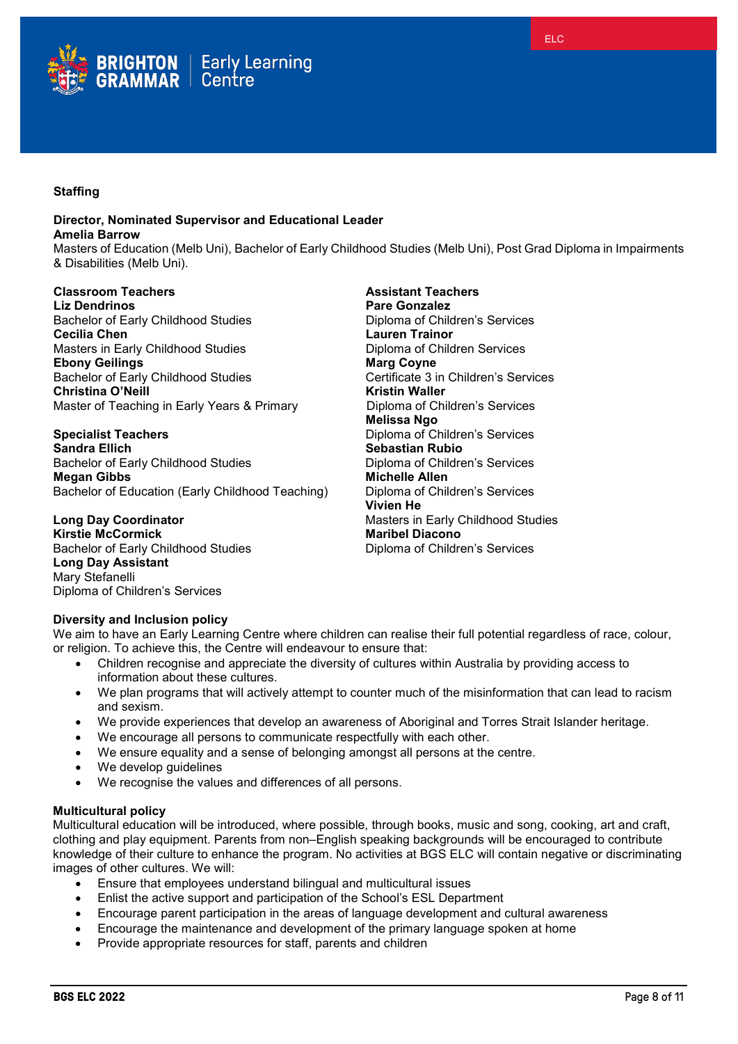## Staffing

**Director, Nominated Supervisor and Educational Leader**
**Amelia Barrow**
Masters of Education (Melb Uni), Bachelor of Early Childhood Studies (Melb Uni), Post Grad Diploma in Impairments & Disabilities (Melb Uni).

**Classroom Teachers**
**Liz Dendrinos**
Bachelor of Early Childhood Studies
**Cecilia Chen**
Masters in Early Childhood Studies
**Ebony Geilings**
Bachelor of Early Childhood Studies
**Christina O'Neill**
Master of Teaching in Early Years & Primary

**Specialist Teachers**
**Sandra Ellich**
Bachelor of Early Childhood Studies
**Megan Gibbs**
Bachelor of Education (Early Childhood Teaching)

**Long Day Coordinator**
**Kirstie McCormick**
Bachelor of Early Childhood Studies
**Long Day Assistant**
Mary Stefanelli
Diploma of Children's Services

**Assistant Teachers**
**Pare Gonzalez**
Diploma of Children's Services
**Lauren Trainor**
Diploma of Children Services
**Marg Coyne**
Certificate 3 in Children's Services
**Kristin Waller**
Diploma of Children's Services
**Melissa Ngo**
Diploma of Children's Services
**Sebastian Rubio**
Diploma of Children's Services
**Michelle Allen**
Diploma of Children's Services
**Vivien He**
Masters in Early Childhood Studies
**Maribel Diacono**
Diploma of Children's Services

**Diversity and Inclusion policy**

We aim to have an Early Learning Centre where children can realise their full potential regardless of race, colour, or religion. To achieve this, the Centre will endeavour to ensure that:

- Children recognise and appreciate the diversity of cultures within Australia by providing access to information about these cultures.
- We plan programs that will actively attempt to counter much of the misinformation that can lead to racism and sexism.
- We provide experiences that develop an awareness of Aboriginal and Torres Strait Islander heritage.
- We encourage all persons to communicate respectfully with each other.
- We ensure equality and a sense of belonging amongst all persons at the centre.
- We develop guidelines
- We recognise the values and differences of all persons.

**Multicultural policy**

Multicultural education will be introduced, where possible, through books, music and song, cooking, art and craft, clothing and play equipment. Parents from non–English speaking backgrounds will be encouraged to contribute knowledge of their culture to enhance the program. No activities at BGS ELC will contain negative or discriminating images of other cultures. We will:

- Ensure that employees understand bilingual and multicultural issues
- Enlist the active support and participation of the School's ESL Department
- Encourage parent participation in the areas of language development and cultural awareness
- Encourage the maintenance and development of the primary language spoken at home
- Provide appropriate resources for staff, parents and children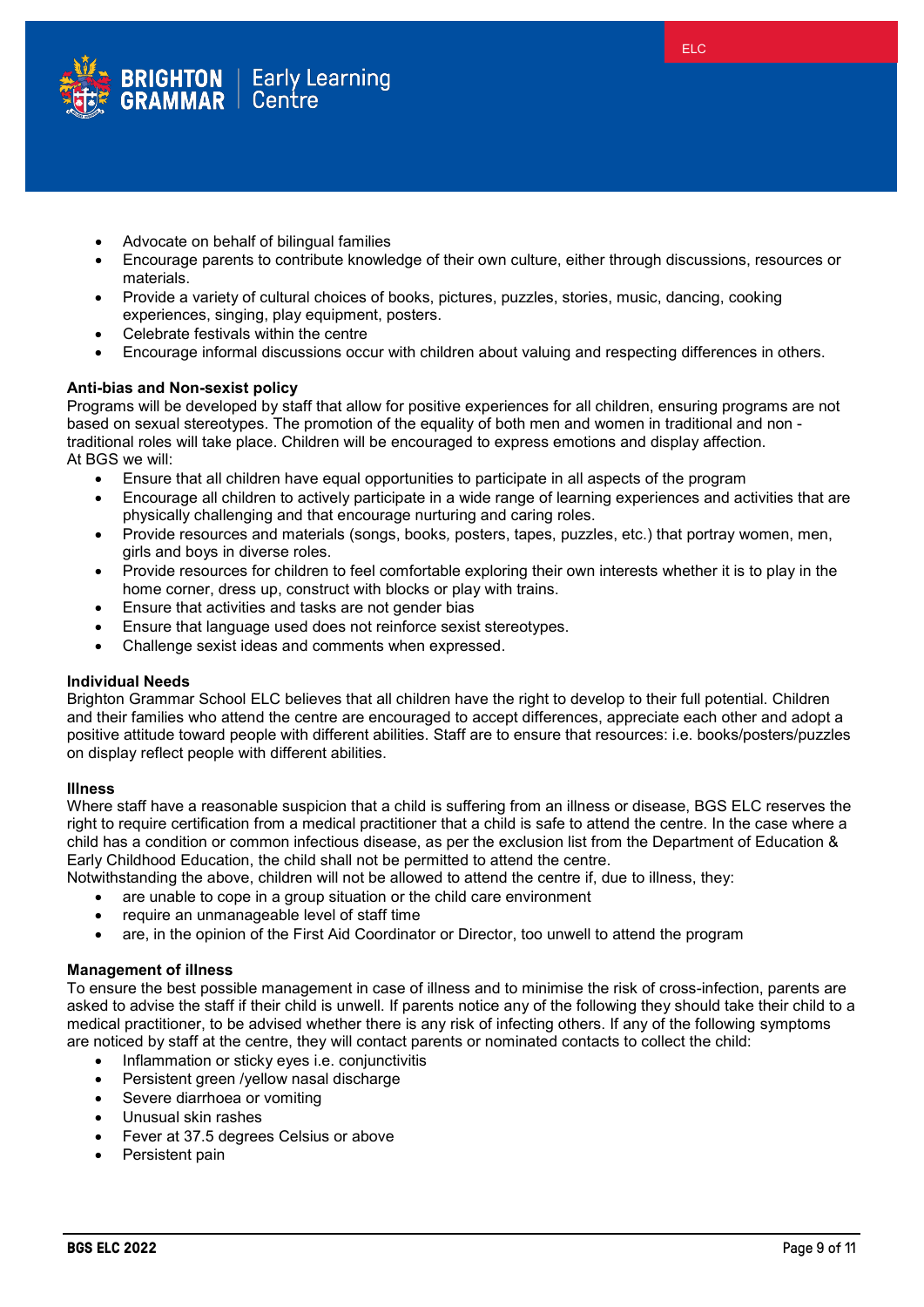- Advocate on behalf of bilingual families
- Encourage parents to contribute knowledge of their own culture, either through discussions, resources or materials.
- Provide a variety of cultural choices of books, pictures, puzzles, stories, music, dancing, cooking experiences, singing, play equipment, posters.
- Celebrate festivals within the centre
- Encourage informal discussions occur with children about valuing and respecting differences in others.

**Anti-bias and Non-sexist policy**

Programs will be developed by staff that allow for positive experiences for all children, ensuring programs are not based on sexual stereotypes. The promotion of the equality of both men and women in traditional and non - traditional roles will take place. Children will be encouraged to express emotions and display affection.
At BGS we will:

- Ensure that all children have equal opportunities to participate in all aspects of the program
- Encourage all children to actively participate in a wide range of learning experiences and activities that are physically challenging and that encourage nurturing and caring roles.
- Provide resources and materials (songs, books, posters, tapes, puzzles, etc.) that portray women, men, girls and boys in diverse roles.
- Provide resources for children to feel comfortable exploring their own interests whether it is to play in the home corner, dress up, construct with blocks or play with trains.
- Ensure that activities and tasks are not gender bias
- Ensure that language used does not reinforce sexist stereotypes.
- Challenge sexist ideas and comments when expressed.

**Individual Needs**

Brighton Grammar School ELC believes that all children have the right to develop to their full potential. Children and their families who attend the centre are encouraged to accept differences, appreciate each other and adopt a positive attitude toward people with different abilities. Staff are to ensure that resources: i.e. books/posters/puzzles on display reflect people with different abilities.

**Illness**

Where staff have a reasonable suspicion that a child is suffering from an illness or disease, BGS ELC reserves the right to require certification from a medical practitioner that a child is safe to attend the centre. In the case where a child has a condition or common infectious disease, as per the exclusion list from the Department of Education & Early Childhood Education, the child shall not be permitted to attend the centre.
Notwithstanding the above, children will not be allowed to attend the centre if, due to illness, they:

- are unable to cope in a group situation or the child care environment
- require an unmanageable level of staff time
- are, in the opinion of the First Aid Coordinator or Director, too unwell to attend the program

**Management of illness**

To ensure the best possible management in case of illness and to minimise the risk of cross-infection, parents are asked to advise the staff if their child is unwell. If parents notice any of the following they should take their child to a medical practitioner, to be advised whether there is any risk of infecting others. If any of the following symptoms are noticed by staff at the centre, they will contact parents or nominated contacts to collect the child:

- Inflammation or sticky eyes i.e. conjunctivitis
- Persistent green /yellow nasal discharge
- Severe diarrhoea or vomiting
- Unusual skin rashes
- Fever at 37.5 degrees Celsius or above
- Persistent pain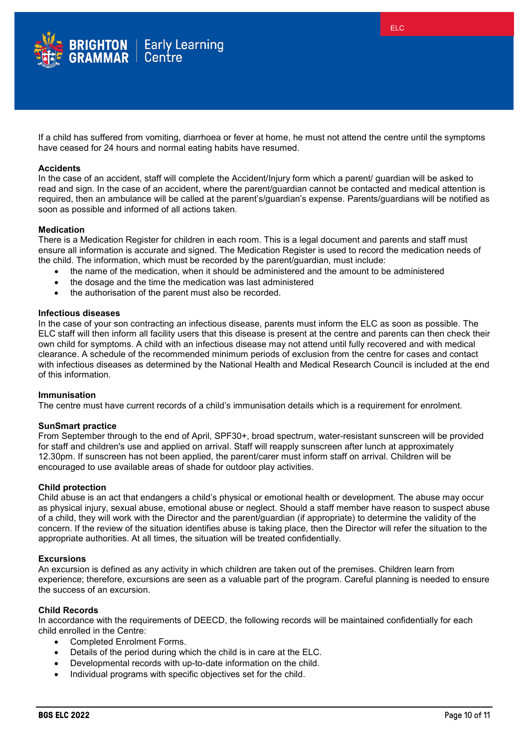If a child has suffered from vomiting, diarrhoea or fever at home, he must not attend the centre until the symptoms have ceased for 24 hours and normal eating habits have resumed.

**Accidents**

In the case of an accident, staff will complete the Accident/Injury form which a parent/ guardian will be asked to read and sign. In the case of an accident, where the parent/guardian cannot be contacted and medical attention is required, then an ambulance will be called at the parent's/guardian's expense. Parents/guardians will be notified as soon as possible and informed of all actions taken.

**Medication**

There is a Medication Register for children in each room. This is a legal document and parents and staff must ensure all information is accurate and signed. The Medication Register is used to record the medication needs of the child. The information, which must be recorded by the parent/guardian, must include:

- the name of the medication, when it should be administered and the amount to be administered
- the dosage and the time the medication was last administered
- the authorisation of the parent must also be recorded.

**Infectious diseases**

In the case of your son contracting an infectious disease, parents must inform the ELC as soon as possible. The ELC staff will then inform all facility users that this disease is present at the centre and parents can then check their own child for symptoms. A child with an infectious disease may not attend until fully recovered and with medical clearance. A schedule of the recommended minimum periods of exclusion from the centre for cases and contact with infectious diseases as determined by the National Health and Medical Research Council is included at the end of this information.

**Immunisation**

The centre must have current records of a child's immunisation details which is a requirement for enrolment.

**SunSmart practice**

From September through to the end of April, SPF30+, broad spectrum, water-resistant sunscreen will be provided for staff and children's use and applied on arrival. Staff will reapply sunscreen after lunch at approximately 12.30pm. If sunscreen has not been applied, the parent/carer must inform staff on arrival. Children will be encouraged to use available areas of shade for outdoor play activities.

**Child protection**

Child abuse is an act that endangers a child's physical or emotional health or development. The abuse may occur as physical injury, sexual abuse, emotional abuse or neglect. Should a staff member have reason to suspect abuse of a child, they will work with the Director and the parent/guardian (if appropriate) to determine the validity of the concern. If the review of the situation identifies abuse is taking place, then the Director will refer the situation to the appropriate authorities. At all times, the situation will be treated confidentially.

**Excursions**

An excursion is defined as any activity in which children are taken out of the premises. Children learn from experience; therefore, excursions are seen as a valuable part of the program. Careful planning is needed to ensure the success of an excursion.

**Child Records**

In accordance with the requirements of DEECD, the following records will be maintained confidentially for each child enrolled in the Centre:

- Completed Enrolment Forms.
- Details of the period during which the child is in care at the ELC.
- Developmental records with up-to-date information on the child.
- Individual programs with specific objectives set for the child.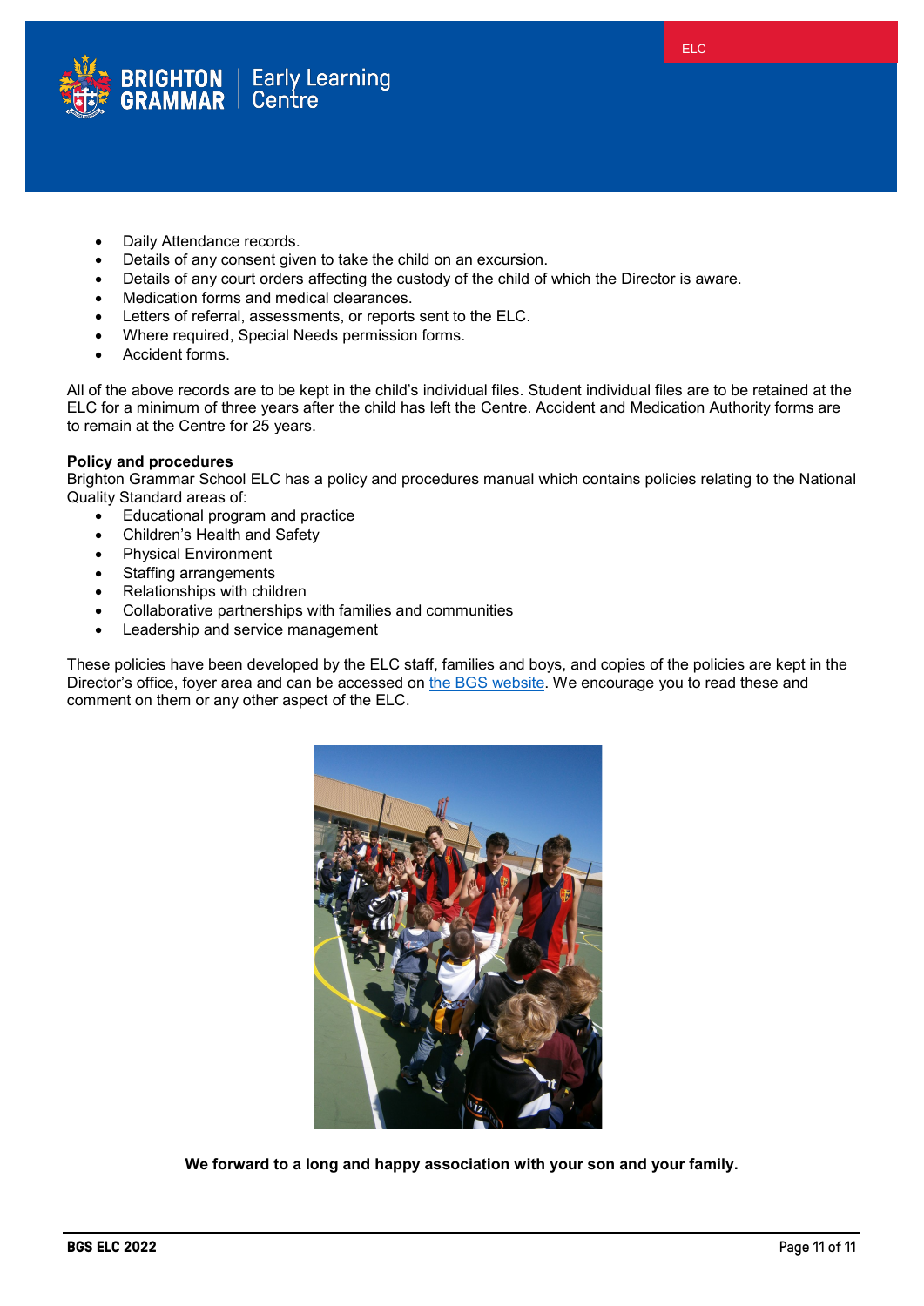- Daily Attendance records.
- Details of any consent given to take the child on an excursion.
- Details of any court orders affecting the custody of the child of which the Director is aware.
- Medication forms and medical clearances.
- Letters of referral, assessments, or reports sent to the ELC.
- Where required, Special Needs permission forms.
- Accident forms.

All of the above records are to be kept in the child's individual files. Student individual files are to be retained at the ELC for a minimum of three years after the child has left the Centre. Accident and Medication Authority forms are to remain at the Centre for 25 years.

**Policy and procedures**

Brighton Grammar School ELC has a policy and procedures manual which contains policies relating to the National Quality Standard areas of:

- Educational program and practice
- Children's Health and Safety
- Physical Environment
- Staffing arrangements
- Relationships with children
- Collaborative partnerships with families and communities
- Leadership and service management

These policies have been developed by the ELC staff, families and boys, and copies of the policies are kept in the Director's office, foyer area and can be accessed on the BGS website. We encourage you to read these and comment on them or any other aspect of the ELC.

**We forward to a long and happy association with your son and your family.**